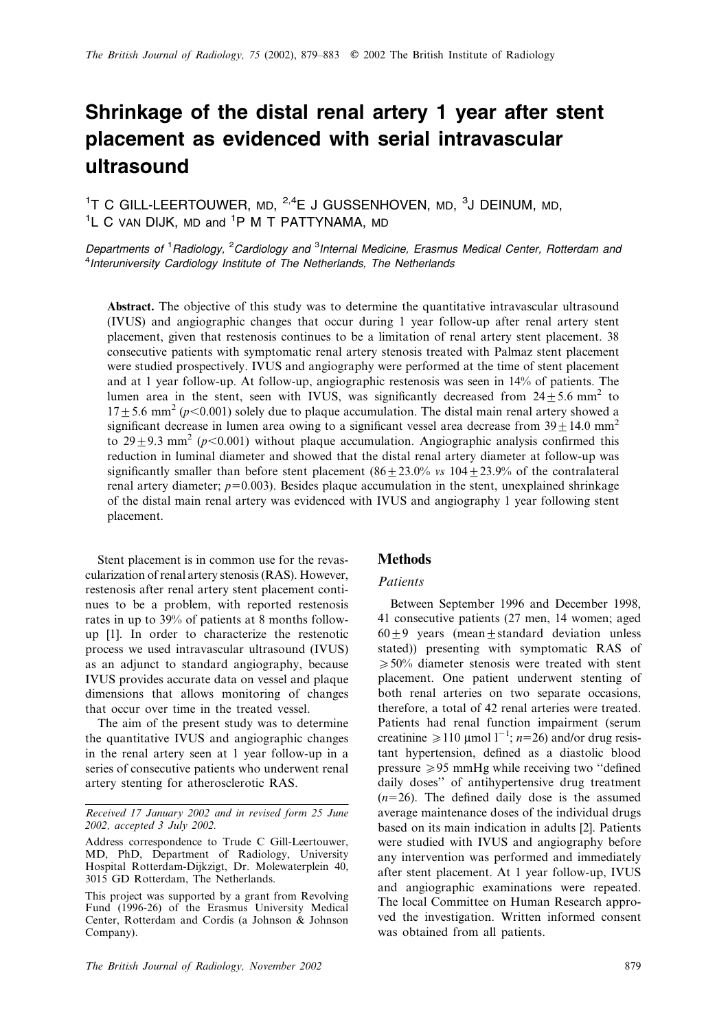# Shrinkage of the distal renal artery 1 year after stent placement as evidenced with serial intravascular ultrasound

[1]T C GILL-LEERTOUWER, MD, [2,4]E J GUSSENHOVEN, MD, [3]J DEINUM, MD, [1]L C VAN DIJK, MD and [1]P M T PATTYNAMA, MD

*Departments of [1]Radiology, [2]Cardiology and [3]Internal Medicine, Erasmus Medical Center, Rotterdam and [4]Interuniversity Cardiology Institute of The Netherlands, The Netherlands*

**Abstract.** The objective of this study was to determine the quantitative intravascular ultrasound (IVUS) and angiographic changes that occur during 1 year follow-up after renal artery stent placement, given that restenosis continues to be a limitation of renal artery stent placement. 38 consecutive patients with symptomatic renal artery stenosis treated with Palmaz stent placement were studied prospectively. IVUS and angiography were performed at the time of stent placement and at 1 year follow-up. At follow-up, angiographic restenosis was seen in 14% of patients. The lumen area in the stent, seen with IVUS, was significantly decreased from $24 \pm 5.6$ mm$^2$ to $17 \pm 5.6$ mm$^2$ ($p<0.001$) solely due to plaque accumulation. The distal main renal artery showed a significant decrease in lumen area owing to a significant vessel area decrease from $39 \pm 14.0$ mm$^2$ to $29 \pm 9.3$ mm$^2$ ($p<0.001$) without plaque accumulation. Angiographic analysis confirmed this reduction in luminal diameter and showed that the distal renal artery diameter at follow-up was significantly smaller than before stent placement ($86 \pm 23.0\%$ *vs* $104 \pm 23.9\%$ of the contralateral renal artery diameter; $p=0.003$). Besides plaque accumulation in the stent, unexplained shrinkage of the distal main renal artery was evidenced with IVUS and angiography 1 year following stent placement.

Stent placement is in common use for the revascularization of renal artery stenosis (RAS). However, restenosis after renal artery stent placement continues to be a problem, with reported restenosis rates in up to 39% of patients at 8 months follow-up [1]. In order to characterize the restenotic process we used intravascular ultrasound (IVUS) as an adjunct to standard angiography, because IVUS provides accurate data on vessel and plaque dimensions that allows monitoring of changes that occur over time in the treated vessel.

The aim of the present study was to determine the quantitative IVUS and angiographic changes in the renal artery seen at 1 year follow-up in a series of consecutive patients who underwent renal artery stenting for atherosclerotic RAS.

*Received 17 January 2002 and in revised form 25 June 2002, accepted 3 July 2002.*

Address correspondence to Trude C Gill-Leertouwer, MD, PhD, Department of Radiology, University Hospital Rotterdam-Dijkzigt, Dr. Molewaterplein 40, 3015 GD Rotterdam, The Netherlands.

This project was supported by a grant from Revolving Fund (1996-26) of the Erasmus University Medical Center, Rotterdam and Cordis (a Johnson & Johnson Company).

## Methods

### Patients

Between September 1996 and December 1998, 41 consecutive patients (27 men, 14 women; aged $60 \pm 9$ years (mean $\pm$ standard deviation unless stated)) presenting with symptomatic RAS of $\geqslant 50\%$ diameter stenosis were treated with stent placement. One patient underwent stenting of both renal arteries on two separate occasions, therefore, a total of 42 renal arteries were treated. Patients had renal function impairment (serum creatinine $\geqslant 110$ μmol l$^{-1}$; $n=26$) and/or drug resistant hypertension, defined as a diastolic blood pressure $\geqslant 95$ mmHg while receiving two "defined daily doses" of antihypertensive drug treatment ($n=26$). The defined daily dose is the assumed average maintenance doses of the individual drugs based on its main indication in adults [2]. Patients were studied with IVUS and angiography before any intervention was performed and immediately after stent placement. At 1 year follow-up, IVUS and angiographic examinations were repeated. The local Committee on Human Research approved the investigation. Written informed consent was obtained from all patients.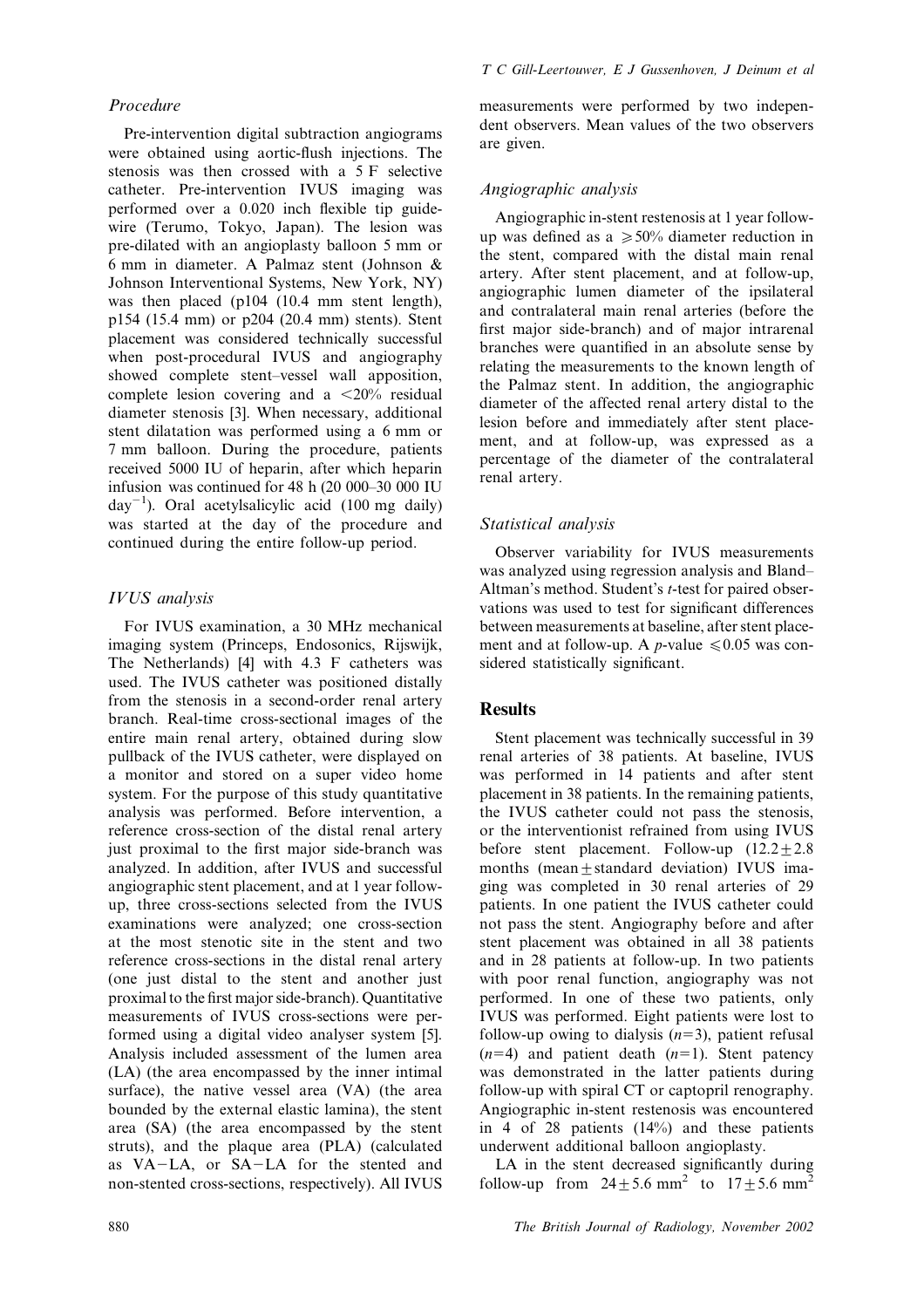### *Procedure*

Pre-intervention digital subtraction angiograms were obtained using aortic-flush injections. The stenosis was then crossed with a 5 F selective catheter. Pre-intervention IVUS imaging was performed over a 0.020 inch flexible tip guidewire (Terumo, Tokyo, Japan). The lesion was pre-dilated with an angioplasty balloon 5 mm or 6 mm in diameter. A Palmaz stent (Johnson & Johnson Interventional Systems, New York, NY) was then placed (p104 (10.4 mm stent length), p154 (15.4 mm) or p204 (20.4 mm) stents). Stent placement was considered technically successful when post-procedural IVUS and angiography showed complete stent–vessel wall apposition, complete lesion covering and a $<20\%$ residual diameter stenosis [3]. When necessary, additional stent dilatation was performed using a 6 mm or 7 mm balloon. During the procedure, patients received 5000 IU of heparin, after which heparin infusion was continued for 48 h (20 000–30 000 IU $day^{-1}$). Oral acetylsalicylic acid (100 mg daily) was started at the day of the procedure and continued during the entire follow-up period.

### *IVUS analysis*

For IVUS examination, a 30 MHz mechanical imaging system (Princeps, Endosonics, Rijswijk, The Netherlands) [4] with 4.3 F catheters was used. The IVUS catheter was positioned distally from the stenosis in a second-order renal artery branch. Real-time cross-sectional images of the entire main renal artery, obtained during slow pullback of the IVUS catheter, were displayed on a monitor and stored on a super video home system. For the purpose of this study quantitative analysis was performed. Before intervention, a reference cross-section of the distal renal artery just proximal to the first major side-branch was analyzed. In addition, after IVUS and successful angiographic stent placement, and at 1 year follow-up, three cross-sections selected from the IVUS examinations were analyzed; one cross-section at the most stenotic site in the stent and two reference cross-sections in the distal renal artery (one just distal to the stent and another just proximal to the first major side-branch). Quantitative measurements of IVUS cross-sections were performed using a digital video analyser system [5]. Analysis included assessment of the lumen area (LA) (the area encompassed by the inner intimal surface), the native vessel area (VA) (the area bounded by the external elastic lamina), the stent area (SA) (the area encompassed by the stent struts), and the plaque area (PLA) (calculated as VA−LA, or SA−LA for the stented and non-stented cross-sections, respectively). All IVUS measurements were performed by two independent observers. Mean values of the two observers are given.

### *Angiographic analysis*

Angiographic in-stent restenosis at 1 year follow-up was defined as a $\geqslant 50\%$ diameter reduction in the stent, compared with the distal main renal artery. After stent placement, and at follow-up, angiographic lumen diameter of the ipsilateral and contralateral main renal arteries (before the first major side-branch) and of major intrarenal branches were quantified in an absolute sense by relating the measurements to the known length of the Palmaz stent. In addition, the angiographic diameter of the affected renal artery distal to the lesion before and immediately after stent placement, and at follow-up, was expressed as a percentage of the diameter of the contralateral renal artery.

### *Statistical analysis*

Observer variability for IVUS measurements was analyzed using regression analysis and Bland–Altman's method. Student's *t*-test for paired observations was used to test for significant differences between measurements at baseline, after stent placement and at follow-up. A $p$-value $\leqslant 0.05$ was considered statistically significant.

## Results

Stent placement was technically successful in 39 renal arteries of 38 patients. At baseline, IVUS was performed in 14 patients and after stent placement in 38 patients. In the remaining patients, the IVUS catheter could not pass the stenosis, or the interventionist refrained from using IVUS before stent placement. Follow-up ($12.2 \pm 2.8$ months (mean $\pm$ standard deviation) IVUS imaging was completed in 30 renal arteries of 29 patients. In one patient the IVUS catheter could not pass the stent. Angiography before and after stent placement was obtained in all 38 patients and in 28 patients at follow-up. In two patients with poor renal function, angiography was not performed. In one of these two patients, only IVUS was performed. Eight patients were lost to follow-up owing to dialysis ($n=3$), patient refusal ($n=4$) and patient death ($n=1$). Stent patency was demonstrated in the latter patients during follow-up with spiral CT or captopril renography. Angiographic in-stent restenosis was encountered in 4 of 28 patients (14%) and these patients underwent additional balloon angioplasty.

LA in the stent decreased significantly during follow-up from $24 \pm 5.6$ $mm^2$ to $17 \pm 5.6$ $mm^2$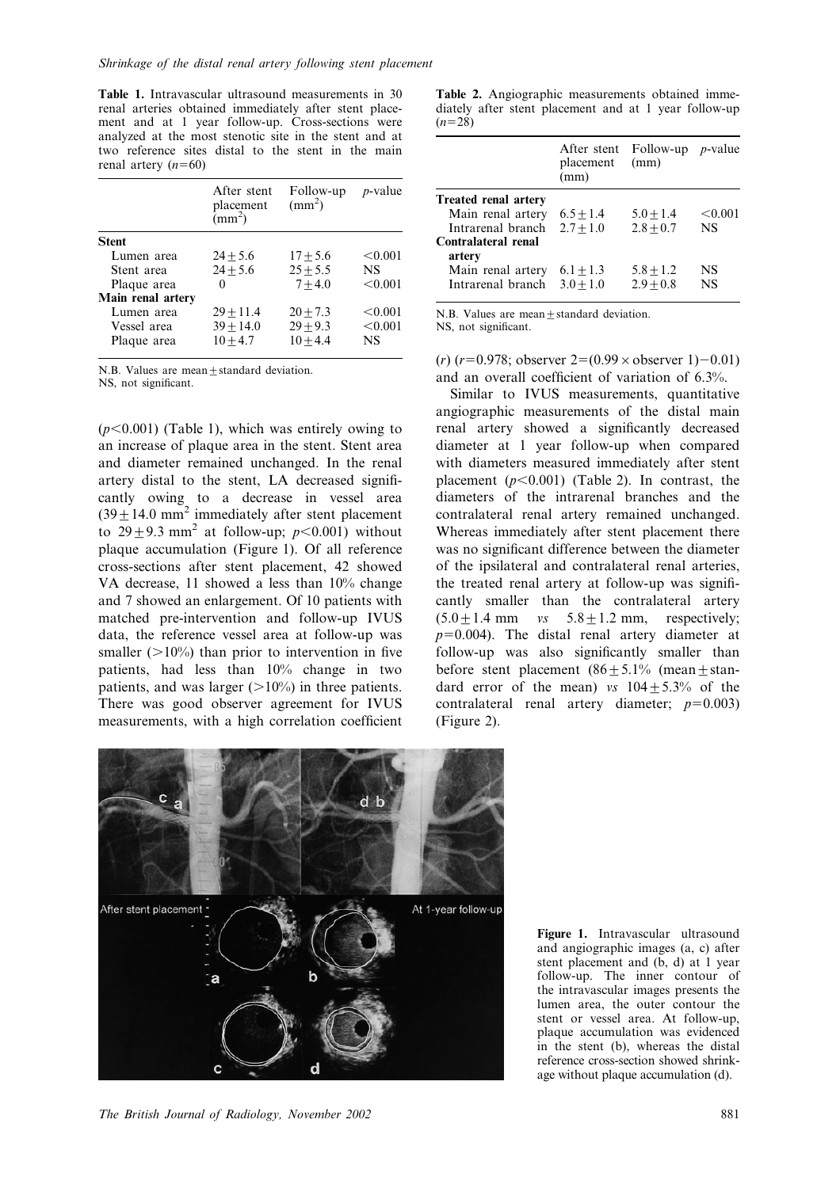**Table 1.** Intravascular ultrasound measurements in 30 renal arteries obtained immediately after stent placement and at 1 year follow-up. Cross-sections were analyzed at the most stenotic site in the stent and at two reference sites distal to the stent in the main renal artery ($n=60$)

| | After stent placement ($mm^2$) | Follow-up ($mm^2$) | *p*-value |
|---|---|---|---|
| **Stent** | | | |
| Lumen area | $24 \pm 5.6$ | $17 \pm 5.6$ | $<0.001$ |
| Stent area | $24 \pm 5.6$ | $25 \pm 5.5$ | NS |
| Plaque area | 0 | $7 \pm 4.0$ | $<0.001$ |
| **Main renal artery** | | | |
| Lumen area | $29 \pm 11.4$ | $20 \pm 7.3$ | $<0.001$ |
| Vessel area | $39 \pm 14.0$ | $29 \pm 9.3$ | $<0.001$ |
| Plaque area | $10 \pm 4.7$ | $10 \pm 4.4$ | NS |

N.B. Values are mean ± standard deviation.
NS, not significant.

($p<0.001$) (Table 1), which was entirely owing to an increase of plaque area in the stent. Stent area and diameter remained unchanged. In the renal artery distal to the stent, LA decreased significantly owing to a decrease in vessel area ($39 \pm 14.0$ $mm^2$ immediately after stent placement to $29 \pm 9.3$ $mm^2$ at follow-up; $p<0.001$) without plaque accumulation (Figure 1). Of all reference cross-sections after stent placement, 42 showed VA decrease, 11 showed a less than 10% change and 7 showed an enlargement. Of 10 patients with matched pre-intervention and follow-up IVUS data, the reference vessel area at follow-up was smaller (>10%) than prior to intervention in five patients, had less than 10% change in two patients, and was larger (>10%) in three patients. There was good observer agreement for IVUS measurements, with a high correlation coefficient

**Table 2.** Angiographic measurements obtained immediately after stent placement and at 1 year follow-up ($n=28$)

| | After stent placement (mm) | Follow-up (mm) | *p*-value |
|---|---|---|---|
| **Treated renal artery** | | | |
| Main renal artery | $6.5 \pm 1.4$ | $5.0 \pm 1.4$ | $<0.001$ |
| Intrarenal branch | $2.7 \pm 1.0$ | $2.8 \pm 0.7$ | NS |
| **Contralateral renal artery** | | | |
| Main renal artery | $6.1 \pm 1.3$ | $5.8 \pm 1.2$ | NS |
| Intrarenal branch | $3.0 \pm 1.0$ | $2.9 \pm 0.8$ | NS |

N.B. Values are mean ± standard deviation.
NS, not significant.

($r$) ($r=0.978$; observer $2=(0.99 \times \text{observer } 1)-0.01$) and an overall coefficient of variation of 6.3%.

Similar to IVUS measurements, quantitative angiographic measurements of the distal main renal artery showed a significantly decreased diameter at 1 year follow-up when compared with diameters measured immediately after stent placement ($p<0.001$) (Table 2). In contrast, the diameters of the intrarenal branches and the contralateral renal artery remained unchanged. Whereas immediately after stent placement there was no significant difference between the diameter of the ipsilateral and contralateral renal arteries, the treated renal artery at follow-up was significantly smaller than the contralateral artery ($5.0 \pm 1.4$ mm *vs* $5.8 \pm 1.2$ mm, respectively; $p=0.004$). The distal renal artery diameter at follow-up was also significantly smaller than before stent placement ($86 \pm 5.1$% (mean ± standard error of the mean) *vs* $104 \pm 5.3$% of the contralateral renal artery diameter; $p=0.003$) (Figure 2).

**Figure 1.** Intravascular ultrasound and angiographic images (a, c) after stent placement and (b, d) at 1 year follow-up. The inner contour of the intravascular images presents the lumen area, the outer contour the stent or vessel area. At follow-up, plaque accumulation was evidenced in the stent (b), whereas the distal reference cross-section showed shrinkage without plaque accumulation (d).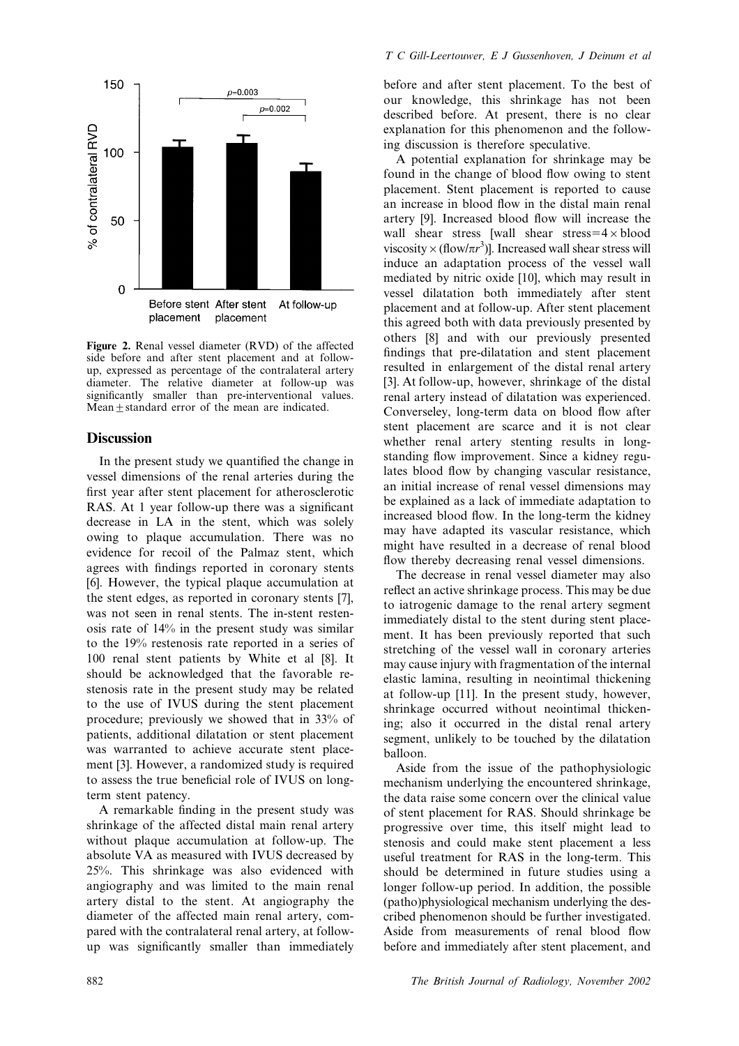150

100

50

0

% of contralateral RVD

p=0.003

p=0.002

Before stent placement

After stent placement

At follow-up

**Figure 2.** Renal vessel diameter (RVD) of the affected side before and after stent placement and at follow-up, expressed as percentage of the contralateral artery diameter. The relative diameter at follow-up was significantly smaller than pre-interventional values. Mean ± standard error of the mean are indicated.

## Discussion

In the present study we quantified the change in vessel dimensions of the renal arteries during the first year after stent placement for atherosclerotic RAS. At 1 year follow-up there was a significant decrease in LA in the stent, which was solely owing to plaque accumulation. There was no evidence for recoil of the Palmaz stent, which agrees with findings reported in coronary stents [6]. However, the typical plaque accumulation at the stent edges, as reported in coronary stents [7], was not seen in renal stents. The in-stent restenosis rate of 14% in the present study was similar to the 19% restenosis rate reported in a series of 100 renal stent patients by White et al [8]. It should be acknowledged that the favorable restenosis rate in the present study may be related to the use of IVUS during the stent placement procedure; previously we showed that in 33% of patients, additional dilatation or stent placement was warranted to achieve accurate stent placement [3]. However, a randomized study is required to assess the true beneficial role of IVUS on long-term stent patency.

A remarkable finding in the present study was shrinkage of the affected distal main renal artery without plaque accumulation at follow-up. The absolute VA as measured with IVUS decreased by 25%. This shrinkage was also evidenced with angiography and was limited to the main renal artery distal to the stent. At angiography the diameter of the affected main renal artery, compared with the contralateral renal artery, at follow-up was significantly smaller than immediately before and after stent placement. To the best of our knowledge, this shrinkage has not been described before. At present, there is no clear explanation for this phenomenon and the following discussion is therefore speculative.

A potential explanation for shrinkage may be found in the change of blood flow owing to stent placement. Stent placement is reported to cause an increase in blood flow in the distal main renal artery [9]. Increased blood flow will increase the wall shear stress [wall shear stress $= 4 \times$ blood viscosity $\times$ (flow/$\pi r^3$)]. Increased wall shear stress will induce an adaptation process of the vessel wall mediated by nitric oxide [10], which may result in vessel dilatation both immediately after stent placement and at follow-up. After stent placement this agreed both with data previously presented by others [8] and with our previously presented findings that pre-dilatation and stent placement resulted in enlargement of the distal renal artery [3]. At follow-up, however, shrinkage of the distal renal artery instead of dilatation was experienced. Converseley, long-term data on blood flow after stent placement are scarce and it is not clear whether renal artery stenting results in long-standing flow improvement. Since a kidney regulates blood flow by changing vascular resistance, an initial increase of renal vessel dimensions may be explained as a lack of immediate adaptation to increased blood flow. In the long-term the kidney may have adapted its vascular resistance, which might have resulted in a decrease of renal blood flow thereby decreasing renal vessel dimensions.

The decrease in renal vessel diameter may also reflect an active shrinkage process. This may be due to iatrogenic damage to the renal artery segment immediately distal to the stent during stent placement. It has been previously reported that such stretching of the vessel wall in coronary arteries may cause injury with fragmentation of the internal elastic lamina, resulting in neointimal thickening at follow-up [11]. In the present study, however, shrinkage occurred without neointimal thickening; also it occurred in the distal renal artery segment, unlikely to be touched by the dilatation balloon.

Aside from the issue of the pathophysiologic mechanism underlying the encountered shrinkage, the data raise some concern over the clinical value of stent placement for RAS. Should shrinkage be progressive over time, this itself might lead to stenosis and could make stent placement a less useful treatment for RAS in the long-term. This should be determined in future studies using a longer follow-up period. In addition, the possible (patho)physiological mechanism underlying the described phenomenon should be further investigated. Aside from measurements of renal blood flow before and immediately after stent placement, and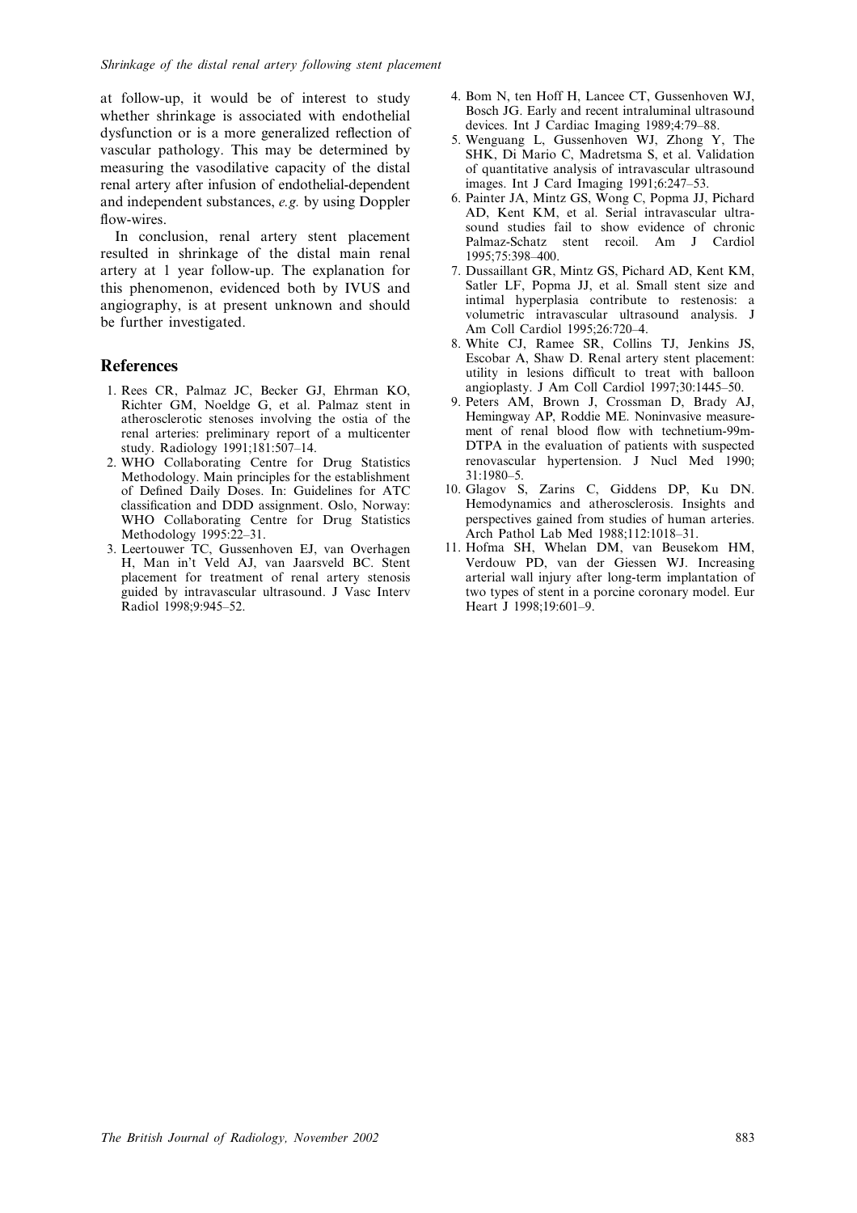at follow-up, it would be of interest to study whether shrinkage is associated with endothelial dysfunction or is a more generalized reflection of vascular pathology. This may be determined by measuring the vasodilative capacity of the distal renal artery after infusion of endothelial-dependent and independent substances, *e.g.* by using Doppler flow-wires.

In conclusion, renal artery stent placement resulted in shrinkage of the distal main renal artery at 1 year follow-up. The explanation for this phenomenon, evidenced both by IVUS and angiography, is at present unknown and should be further investigated.

## References

1. Rees CR, Palmaz JC, Becker GJ, Ehrman KO, Richter GM, Noeldge G, et al. Palmaz stent in atherosclerotic stenoses involving the ostia of the renal arteries: preliminary report of a multicenter study. Radiology 1991;181:507–14.
2. WHO Collaborating Centre for Drug Statistics Methodology. Main principles for the establishment of Defined Daily Doses. In: Guidelines for ATC classification and DDD assignment. Oslo, Norway: WHO Collaborating Centre for Drug Statistics Methodology 1995:22–31.
3. Leertouwer TC, Gussenhoven EJ, van Overhagen H, Man in't Veld AJ, van Jaarsveld BC. Stent placement for treatment of renal artery stenosis guided by intravascular ultrasound. J Vasc Interv Radiol 1998;9:945–52.
4. Bom N, ten Hoff H, Lancee CT, Gussenhoven WJ, Bosch JG. Early and recent intraluminal ultrasound devices. Int J Cardiac Imaging 1989;4:79–88.
5. Wenguang L, Gussenhoven WJ, Zhong Y, The SHK, Di Mario C, Madretsma S, et al. Validation of quantitative analysis of intravascular ultrasound images. Int J Card Imaging 1991;6:247–53.
6. Painter JA, Mintz GS, Wong C, Popma JJ, Pichard AD, Kent KM, et al. Serial intravascular ultrasound studies fail to show evidence of chronic Palmaz-Schatz stent recoil. Am J Cardiol 1995;75:398–400.
7. Dussaillant GR, Mintz GS, Pichard AD, Kent KM, Satler LF, Popma JJ, et al. Small stent size and intimal hyperplasia contribute to restenosis: a volumetric intravascular ultrasound analysis. J Am Coll Cardiol 1995;26:720–4.
8. White CJ, Ramee SR, Collins TJ, Jenkins JS, Escobar A, Shaw D. Renal artery stent placement: utility in lesions difficult to treat with balloon angioplasty. J Am Coll Cardiol 1997;30:1445–50.
9. Peters AM, Brown J, Crossman D, Brady AJ, Hemingway AP, Roddie ME. Noninvasive measurement of renal blood flow with technetium-99m-DTPA in the evaluation of patients with suspected renovascular hypertension. J Nucl Med 1990; 31:1980–5.
10. Glagov S, Zarins C, Giddens DP, Ku DN. Hemodynamics and atherosclerosis. Insights and perspectives gained from studies of human arteries. Arch Pathol Lab Med 1988;112:1018–31.
11. Hofma SH, Whelan DM, van Beusekom HM, Verdouw PD, van der Giessen WJ. Increasing arterial wall injury after long-term implantation of two types of stent in a porcine coronary model. Eur Heart J 1998;19:601–9.